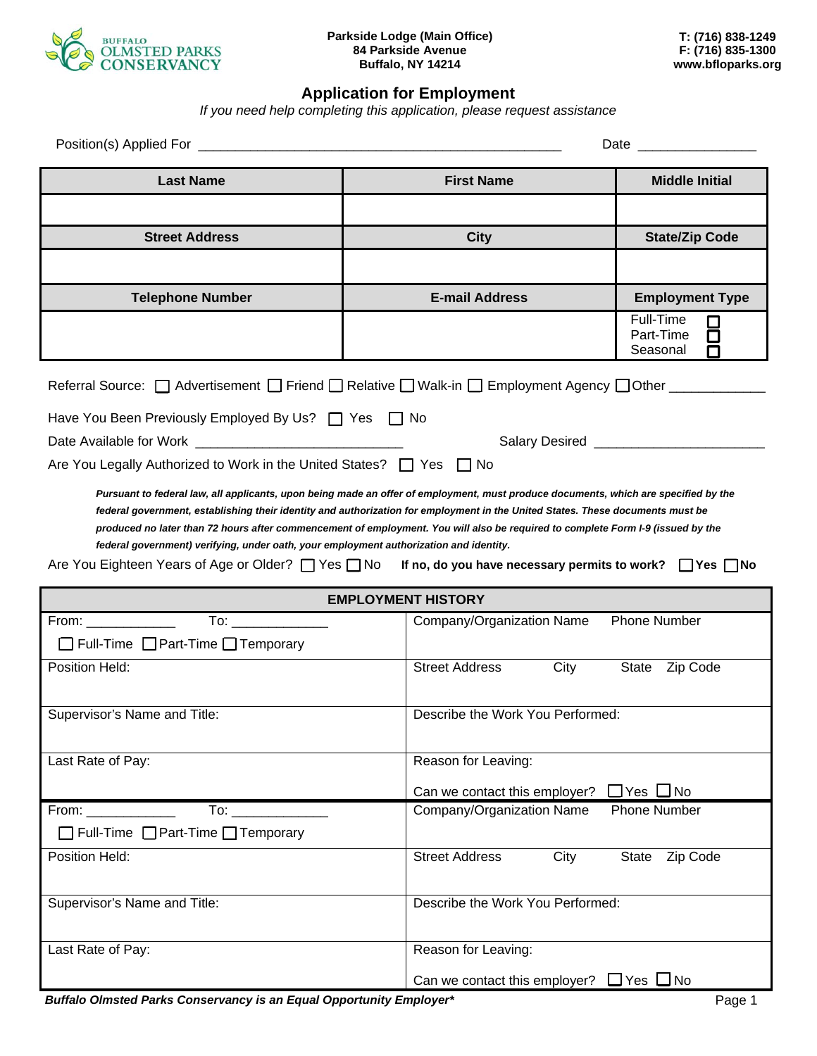BUFFALO OLMSTED PARKS CONSERVANCY

**Parkside Lodge (Main Office)**
**84 Parkside Avenue**
**Buffalo, NY 14214**

**T: (716) 838-1249**
**F: (716) 835-1300**
**www.bfloparks.org**

# Application for Employment

*If you need help completing this application, please request assistance*

Position(s) Applied For ______________________________________________ Date _______________

| Last Name | First Name | Middle Initial |
|---|---|---|
| | | |
| **Street Address** | **City** | **State/Zip Code** |
| | | |
| **Telephone Number** | **E-mail Address** | **Employment Type** |
| | | Full-Time ☐ Part-Time ☐ Seasonal ☐ |

Referral Source: ☐ Advertisement ☐ Friend ☐ Relative ☐ Walk-in ☐ Employment Agency ☐ Other ____________

Have You Been Previously Employed By Us? ☐ Yes ☐ No

Date Available for Work ___________________________ Salary Desired ______________________

Are You Legally Authorized to Work in the United States? ☐ Yes ☐ No

***Pursuant to federal law, all applicants, upon being made an offer of employment, must produce documents, which are specified by the federal government, establishing their identity and authorization for employment in the United States. These documents must be produced no later than 72 hours after commencement of employment. You will also be required to complete Form I-9 (issued by the federal government) verifying, under oath, your employment authorization and identity.***

Are You Eighteen Years of Age or Older? ☐ Yes ☐ No **If no, do you have necessary permits to work? ☐Yes ☐No**

| EMPLOYMENT HISTORY | |
|---|---|
| From: ___________ To: ____________<br>☐ Full-Time ☐ Part-Time ☐ Temporary | Company/Organization Name Phone Number |
| Position Held: | Street Address City State Zip Code |
| Supervisor's Name and Title: | Describe the Work You Performed: |
| Last Rate of Pay: | Reason for Leaving:<br>Can we contact this employer? ☐Yes ☐No |
| From: ___________ To: ____________<br>☐ Full-Time ☐ Part-Time ☐ Temporary | Company/Organization Name Phone Number |
| Position Held: | Street Address City State Zip Code |
| Supervisor's Name and Title: | Describe the Work You Performed: |
| Last Rate of Pay: | Reason for Leaving:<br>Can we contact this employer? ☐Yes ☐No |

***Buffalo Olmsted Parks Conservancy is an Equal Opportunity Employer****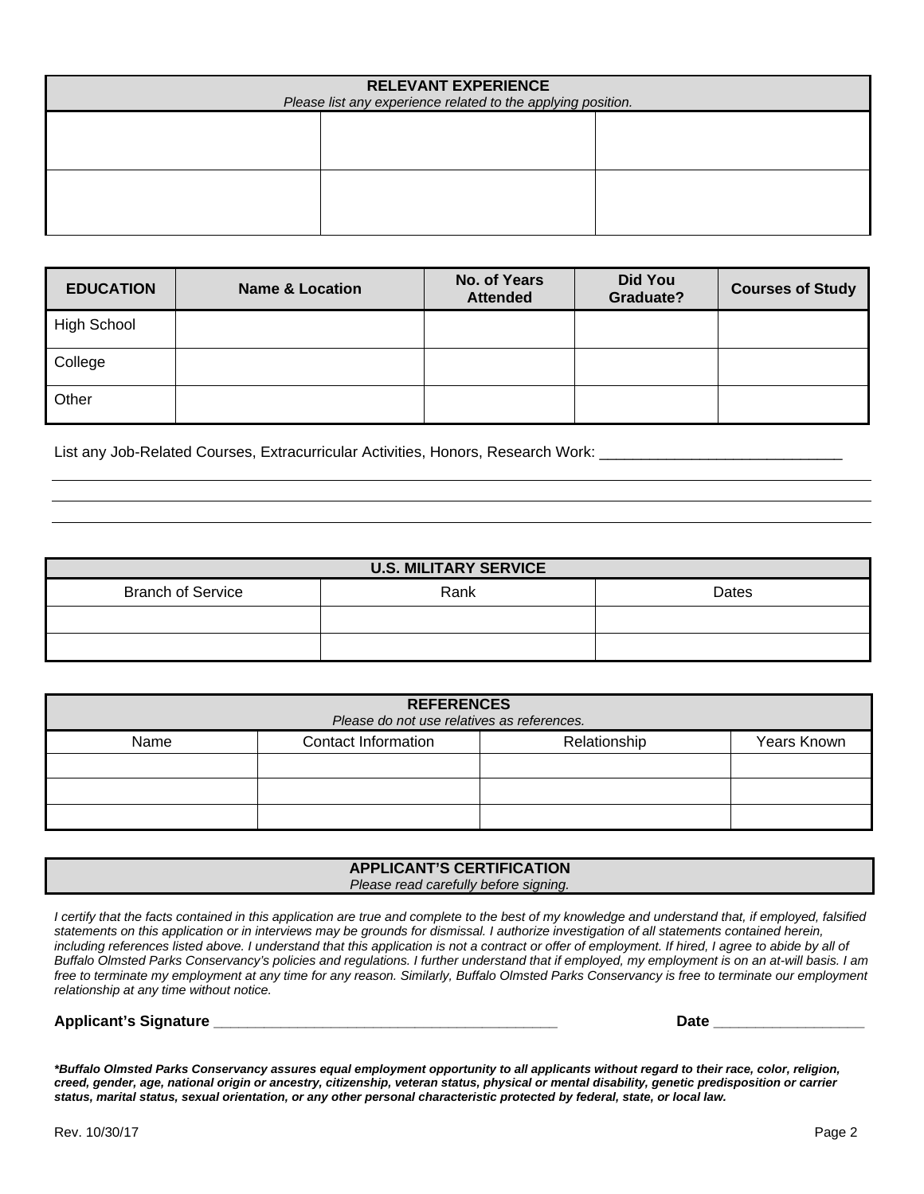| RELEVANT EXPERIENCE<br>*Please list any experience related to the applying position.* | | |
|---|---|---|
| | | |
| | | |

| EDUCATION | Name & Location | No. of Years Attended | Did You Graduate? | Courses of Study |
|---|---|---|---|---|
| High School | | | | |
| College | | | | |
| Other | | | | |

List any Job-Related Courses, Extracurricular Activities, Honors, Research Work: ____________________________

---

---

---

| U.S. MILITARY SERVICE | | |
|---|---|---|
| Branch of Service | Rank | Dates |
| | | |
| | | |

| REFERENCES<br>*Please do not use relatives as references.* | | | |
|---|---|---|---|
| Name | Contact Information | Relationship | Years Known |
| | | | |
| | | | |
| | | | |

**APPLICANT'S CERTIFICATION**

*Please read carefully before signing.*

*I certify that the facts contained in this application are true and complete to the best of my knowledge and understand that, if employed, falsified statements on this application or in interviews may be grounds for dismissal. I authorize investigation of all statements contained herein, including references listed above. I understand that this application is not a contract or offer of employment. If hired, I agree to abide by all of Buffalo Olmsted Parks Conservancy's policies and regulations. I further understand that if employed, my employment is on an at-will basis. I am free to terminate my employment at any time for any reason. Similarly, Buffalo Olmsted Parks Conservancy is free to terminate our employment relationship at any time without notice.*

**Applicant's Signature __________________________________________** **Date __________________**

***Buffalo Olmsted Parks Conservancy assures equal employment opportunity to all applicants without regard to their race, color, religion, creed, gender, age, national origin or ancestry, citizenship, veteran status, physical or mental disability, genetic predisposition or carrier status, marital status, sexual orientation, or any other personal characteristic protected by federal, state, or local law.***

Rev. 10/30/17